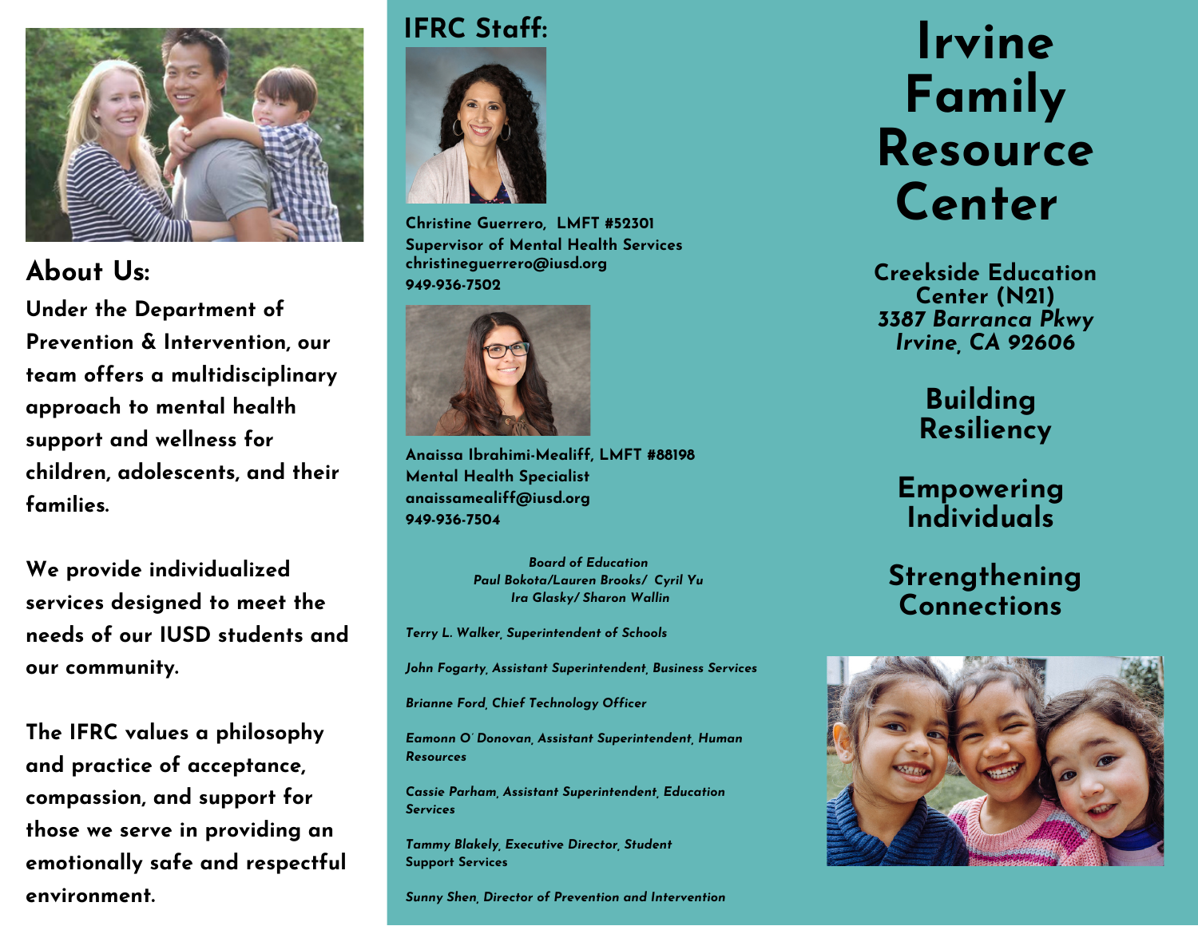## About Us:

Under the Department of Prevention & Intervention, our team offers a multidisciplinary approach to mental health support and wellness for children, adolescents, and their families.

We provide individualized services designed to meet the needs of our IUSD students and our community.

The IFRC values a philosophy and practice of acceptance, compassion, and support for those we serve in providing an emotionally safe and respectful environment.

## IFRC Staff:

**Christine Guerrero, LMFT #52301**
**Supervisor of Mental Health Services**
**christineguerrero@iusd.org**
**949-936-7502**

**Anaissa Ibrahimi-Mealiff, LMFT #88198**
**Mental Health Specialist**
**anaissamealiff@iusd.org**
**949-936-7504**

*Board of Education*
*Paul Bokota/Lauren Brooks/ Cyril Yu*
*Ira Glasky/ Sharon Wallin*

*Terry L. Walker, Superintendent of Schools*

*John Fogarty, Assistant Superintendent, Business Services*

*Brianne Ford, Chief Technology Officer*

*Eamonn O'Donovan, Assistant Superintendent, Human Resources*

*Cassie Parham, Assistant Superintendent, Education Services*

*Tammy Blakely, Executive Director, Student Support Services*

*Sunny Shen, Director of Prevention and Intervention*

# Irvine Family Resource Center

**Creekside Education Center (N21)**
***3387 Barranca Pkwy***
***Irvine, CA 92606***

**Building Resiliency**

**Empowering Individuals**

**Strengthening Connections**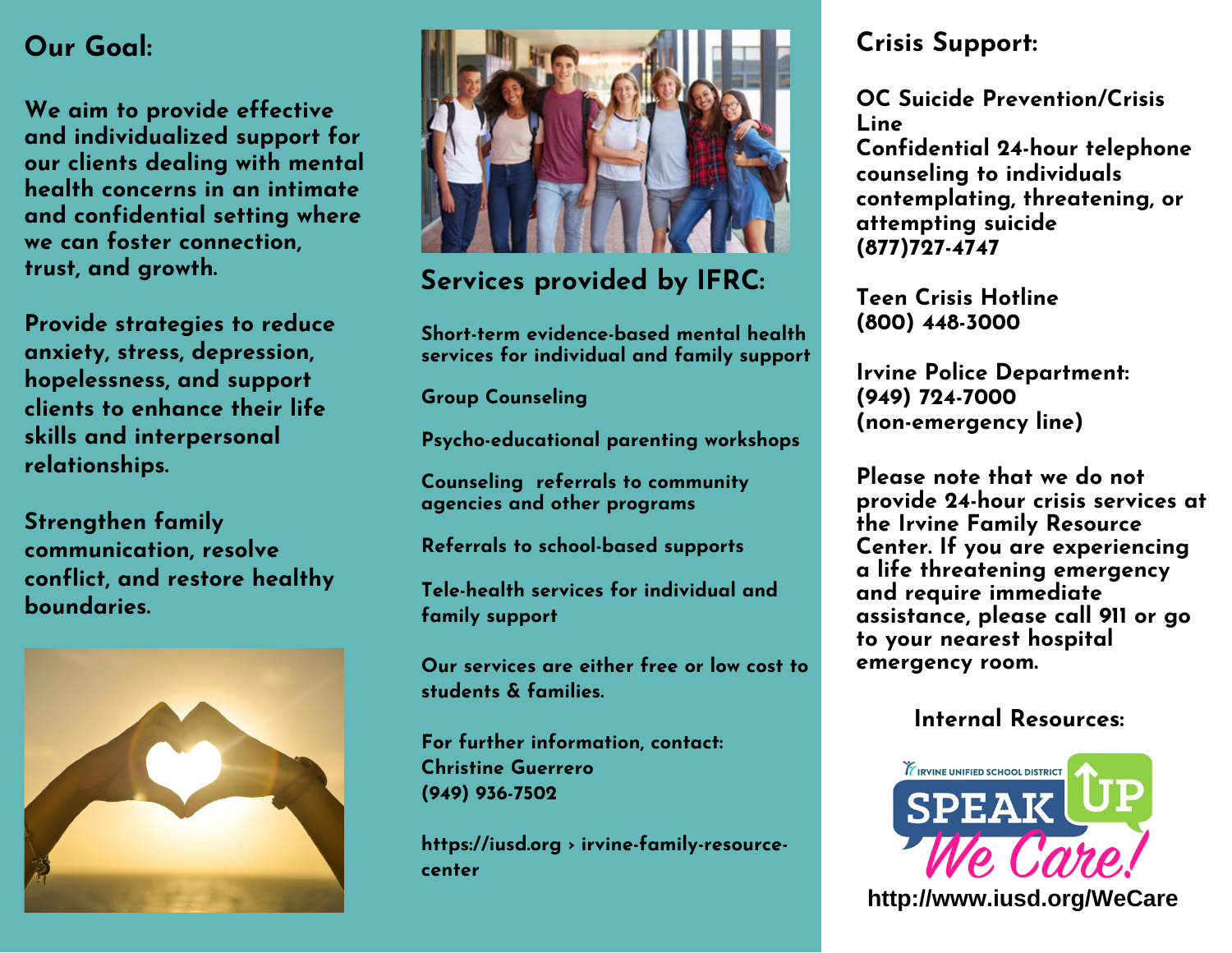## Our Goal:

**We aim to provide effective and individualized support for our clients dealing with mental health concerns in an intimate and confidential setting where we can foster connection, trust, and growth.**

**Provide strategies to reduce anxiety, stress, depression, hopelessness, and support clients to enhance their life skills and interpersonal relationships.**

**Strengthen family communication, resolve conflict, and restore healthy boundaries.**

## Services provided by IFRC:

**Short-term evidence-based mental health services for individual and family support**

**Group Counseling**

**Psycho-educational parenting workshops**

**Counseling referrals to community agencies and other programs**

**Referrals to school-based supports**

**Tele-health services for individual and family support**

**Our services are either free or low cost to students & families.**

**For further information, contact:**
**Christine Guerrero**
**(949) 936-7502**

**https://iusd.org › irvine-family-resource-center**

## Crisis Support:

**OC Suicide Prevention/Crisis Line**
**Confidential 24-hour telephone counseling to individuals contemplating, threatening, or attempting suicide**
**(877)727-4747**

**Teen Crisis Hotline**
**(800) 448-3000**

**Irvine Police Department:**
**(949) 724-7000**
**(non-emergency line)**

**Please note that we do not provide 24-hour crisis services at the Irvine Family Resource Center. If you are experiencing a life threatening emergency and require immediate assistance, please call 911 or go to your nearest hospital emergency room.**

### Internal Resources:

IRVINE UNIFIED SCHOOL DISTRICT
SPEAK UP
We Care!

**http://www.iusd.org/WeCare**